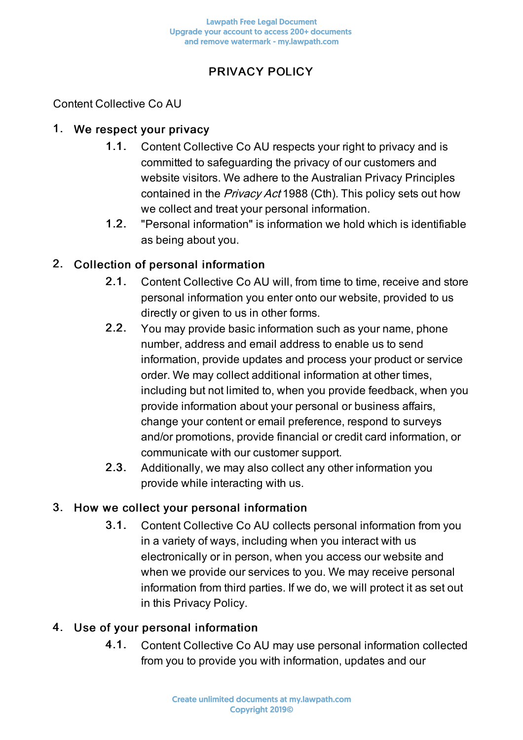# PRIVACY POLICY

Content Collective Co AU

## 1. We respect your privacy

1.1. Content Collective Co AU respects your right to privacy and is committed to safeguarding the privacy of our customers and website visitors. We adhere to the Australian Privacy Principles contained in the *Privacy Act* 1988 (Cth). This policy sets out how we collect and treat your personal information.

1.2. "Personal information" is information we hold which is identifiable as being about you.

## 2. Collection of personal information

2.1. Content Collective Co AU will, from time to time, receive and store personal information you enter onto our website, provided to us directly or given to us in other forms.

2.2. You may provide basic information such as your name, phone number, address and email address to enable us to send information, provide updates and process your product or service order. We may collect additional information at other times, including but not limited to, when you provide feedback, when you provide information about your personal or business affairs, change your content or email preference, respond to surveys and/or promotions, provide financial or credit card information, or communicate with our customer support.

2.3. Additionally, we may also collect any other information you provide while interacting with us.

## 3. How we collect your personal information

3.1. Content Collective Co AU collects personal information from you in a variety of ways, including when you interact with us electronically or in person, when you access our website and when we provide our services to you. We may receive personal information from third parties. If we do, we will protect it as set out in this Privacy Policy.

## 4. Use of your personal information

4.1. Content Collective Co AU may use personal information collected from you to provide you with information, updates and our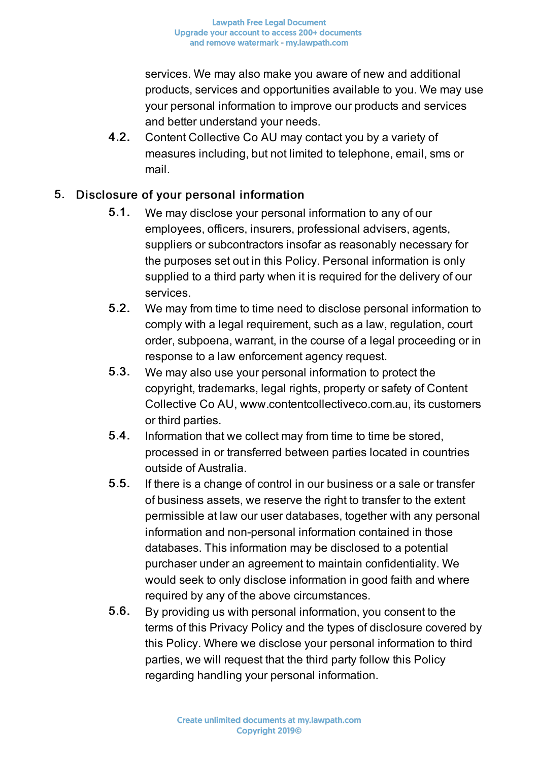services. We may also make you aware of new and additional products, services and opportunities available to you. We may use your personal information to improve our products and services and better understand your needs.

4.2. Content Collective Co AU may contact you by a variety of measures including, but not limited to telephone, email, sms or mail.

## 5. Disclosure of your personal information

5.1. We may disclose your personal information to any of our employees, officers, insurers, professional advisers, agents, suppliers or subcontractors insofar as reasonably necessary for the purposes set out in this Policy. Personal information is only supplied to a third party when it is required for the delivery of our services.

5.2. We may from time to time need to disclose personal information to comply with a legal requirement, such as a law, regulation, court order, subpoena, warrant, in the course of a legal proceeding or in response to a law enforcement agency request.

5.3. We may also use your personal information to protect the copyright, trademarks, legal rights, property or safety of Content Collective Co AU, www.contentcollectiveco.com.au, its customers or third parties.

5.4. Information that we collect may from time to time be stored, processed in or transferred between parties located in countries outside of Australia.

5.5. If there is a change of control in our business or a sale or transfer of business assets, we reserve the right to transfer to the extent permissible at law our user databases, together with any personal information and non-personal information contained in those databases. This information may be disclosed to a potential purchaser under an agreement to maintain confidentiality. We would seek to only disclose information in good faith and where required by any of the above circumstances.

5.6. By providing us with personal information, you consent to the terms of this Privacy Policy and the types of disclosure covered by this Policy. Where we disclose your personal information to third parties, we will request that the third party follow this Policy regarding handling your personal information.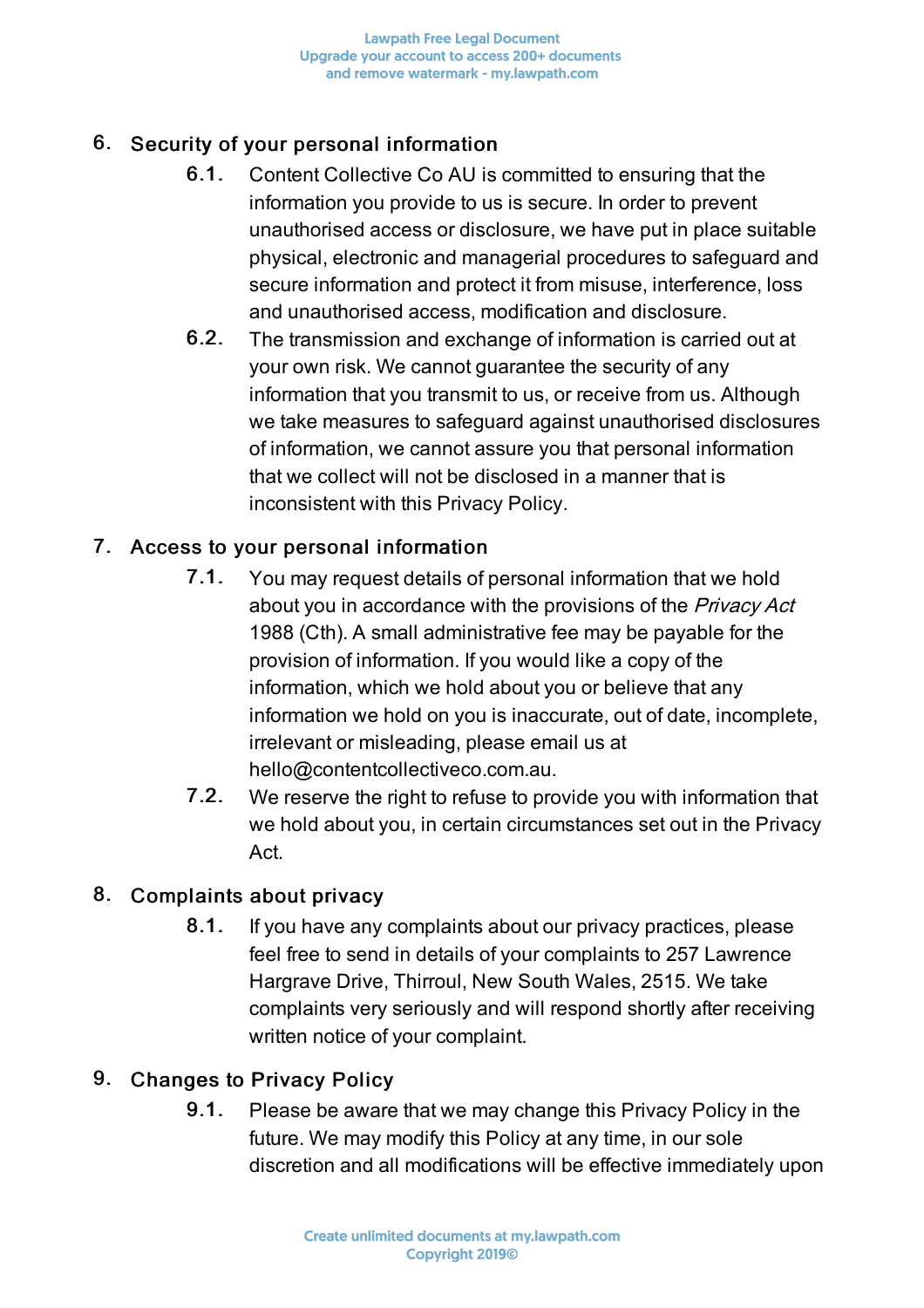## 6. Security of your personal information

6.1. Content Collective Co AU is committed to ensuring that the information you provide to us is secure. In order to prevent unauthorised access or disclosure, we have put in place suitable physical, electronic and managerial procedures to safeguard and secure information and protect it from misuse, interference, loss and unauthorised access, modification and disclosure.

6.2. The transmission and exchange of information is carried out at your own risk. We cannot guarantee the security of any information that you transmit to us, or receive from us. Although we take measures to safeguard against unauthorised disclosures of information, we cannot assure you that personal information that we collect will not be disclosed in a manner that is inconsistent with this Privacy Policy.

## 7. Access to your personal information

7.1. You may request details of personal information that we hold about you in accordance with the provisions of the *Privacy Act* 1988 (Cth). A small administrative fee may be payable for the provision of information. If you would like a copy of the information, which we hold about you or believe that any information we hold on you is inaccurate, out of date, incomplete, irrelevant or misleading, please email us at hello@contentcollectiveco.com.au.

7.2. We reserve the right to refuse to provide you with information that we hold about you, in certain circumstances set out in the Privacy Act.

## 8. Complaints about privacy

8.1. If you have any complaints about our privacy practices, please feel free to send in details of your complaints to 257 Lawrence Hargrave Drive, Thirroul, New South Wales, 2515. We take complaints very seriously and will respond shortly after receiving written notice of your complaint.

## 9. Changes to Privacy Policy

9.1. Please be aware that we may change this Privacy Policy in the future. We may modify this Policy at any time, in our sole discretion and all modifications will be effective immediately upon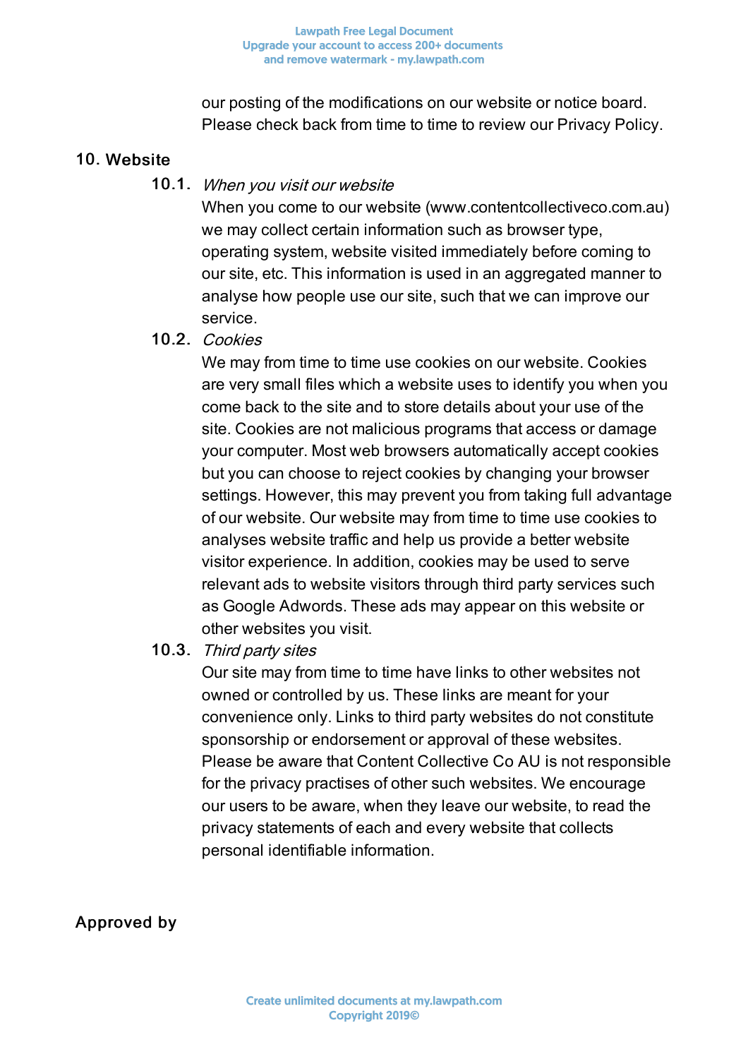our posting of the modifications on our website or notice board. Please check back from time to time to review our Privacy Policy.

## 10. Website

### 10.1. *When you visit our website*

When you come to our website (www.contentcollectiveco.com.au) we may collect certain information such as browser type, operating system, website visited immediately before coming to our site, etc. This information is used in an aggregated manner to analyse how people use our site, such that we can improve our service.

### 10.2. *Cookies*

We may from time to time use cookies on our website. Cookies are very small files which a website uses to identify you when you come back to the site and to store details about your use of the site. Cookies are not malicious programs that access or damage your computer. Most web browsers automatically accept cookies but you can choose to reject cookies by changing your browser settings. However, this may prevent you from taking full advantage of our website. Our website may from time to time use cookies to analyses website traffic and help us provide a better website visitor experience. In addition, cookies may be used to serve relevant ads to website visitors through third party services such as Google Adwords. These ads may appear on this website or other websites you visit.

### 10.3. *Third party sites*

Our site may from time to time have links to other websites not owned or controlled by us. These links are meant for your convenience only. Links to third party websites do not constitute sponsorship or endorsement or approval of these websites. Please be aware that Content Collective Co AU is not responsible for the privacy practises of other such websites. We encourage our users to be aware, when they leave our website, to read the privacy statements of each and every website that collects personal identifiable information.

Approved by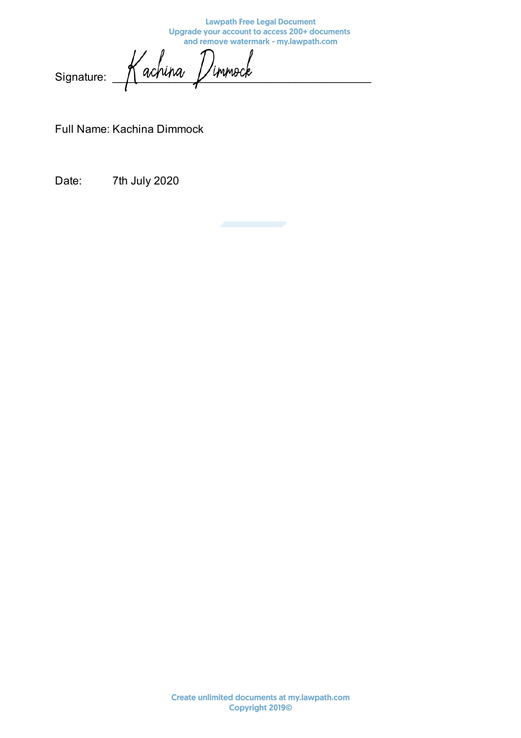Signature: Kachina Dimmock

Full Name: Kachina Dimmock

Date: 7th July 2020